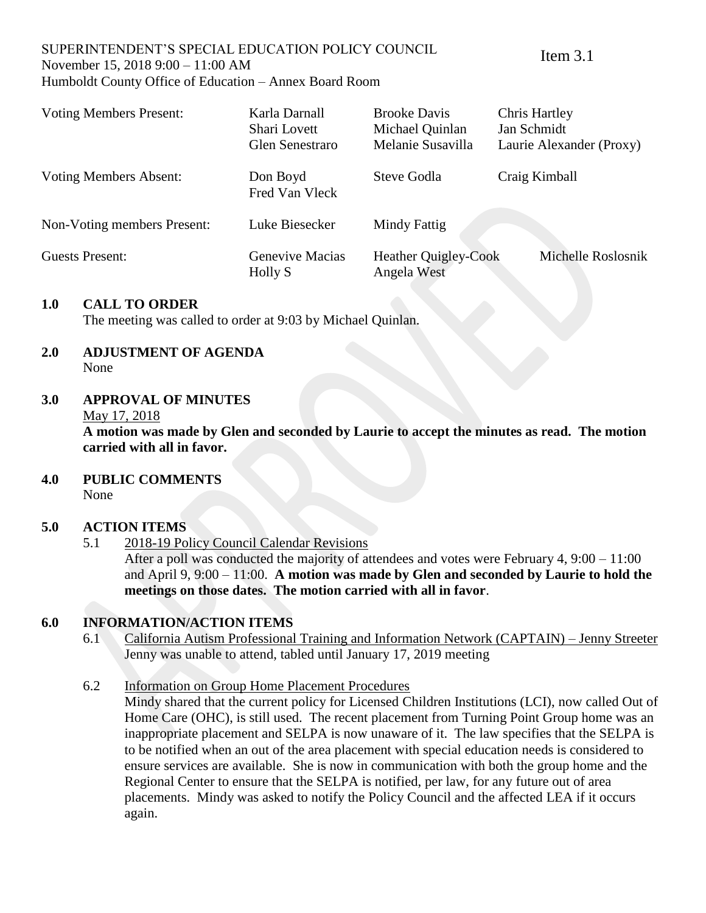SUPERINTENDENT'S SPECIAL EDUCATION POLICY COUNCIL
November 15, 2018 9:00 – 11:00 AM
Humboldt County Office of Education – Annex Board Room

Item 3.1

| Voting Members Present: | Karla Darnall<br>Shari Lovett<br>Glen Senestraro | Brooke Davis<br>Michael Quinlan<br>Melanie Susavilla | Chris Hartley<br>Jan Schmidt<br>Laurie Alexander (Proxy) |
|---|---|---|---|
| Voting Members Absent: | Don Boyd<br>Fred Van Vleck | Steve Godla | Craig Kimball |
| Non-Voting members Present: | Luke Biesecker | Mindy Fattig | |
| Guests Present: | Genevive Macias<br>Holly S | Heather Quigley-Cook<br>Angela West | Michelle Roslosnik |

## 1.0 CALL TO ORDER

The meeting was called to order at 9:03 by Michael Quinlan.

## 2.0 ADJUSTMENT OF AGENDA

None

## 3.0 APPROVAL OF MINUTES

May 17, 2018

**A motion was made by Glen and seconded by Laurie to accept the minutes as read. The motion carried with all in favor.**

## 4.0 PUBLIC COMMENTS

None

## 5.0 ACTION ITEMS

5.1 2018-19 Policy Council Calendar Revisions

After a poll was conducted the majority of attendees and votes were February 4, 9:00 – 11:00 and April 9, 9:00 – 11:00. **A motion was made by Glen and seconded by Laurie to hold the meetings on those dates. The motion carried with all in favor**.

## 6.0 INFORMATION/ACTION ITEMS

6.1 California Autism Professional Training and Information Network (CAPTAIN) – Jenny Streeter

Jenny was unable to attend, tabled until January 17, 2019 meeting

6.2 Information on Group Home Placement Procedures

Mindy shared that the current policy for Licensed Children Institutions (LCI), now called Out of Home Care (OHC), is still used. The recent placement from Turning Point Group home was an inappropriate placement and SELPA is now unaware of it. The law specifies that the SELPA is to be notified when an out of the area placement with special education needs is considered to ensure services are available. She is now in communication with both the group home and the Regional Center to ensure that the SELPA is notified, per law, for any future out of area placements. Mindy was asked to notify the Policy Council and the affected LEA if it occurs again.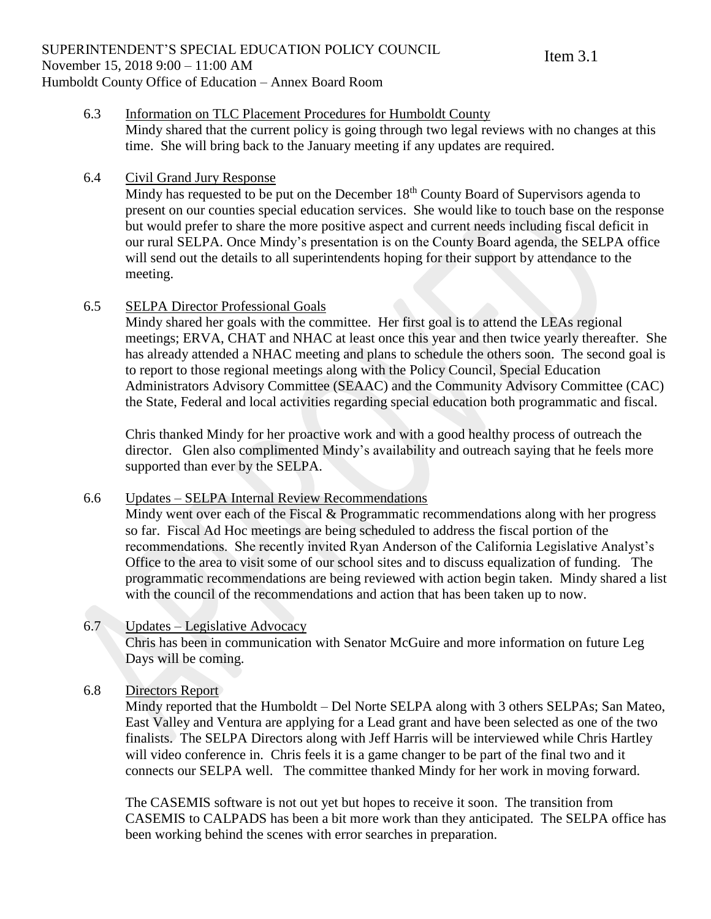SUPERINTENDENT'S SPECIAL EDUCATION POLICY COUNCIL
November 15, 2018 9:00 – 11:00 AM
Humboldt County Office of Education – Annex Board Room

Item 3.1

6.3 Information on TLC Placement Procedures for Humboldt County

Mindy shared that the current policy is going through two legal reviews with no changes at this time. She will bring back to the January meeting if any updates are required.

6.4 Civil Grand Jury Response

Mindy has requested to be put on the December 18th County Board of Supervisors agenda to present on our counties special education services. She would like to touch base on the response but would prefer to share the more positive aspect and current needs including fiscal deficit in our rural SELPA. Once Mindy's presentation is on the County Board agenda, the SELPA office will send out the details to all superintendents hoping for their support by attendance to the meeting.

6.5 SELPA Director Professional Goals

Mindy shared her goals with the committee. Her first goal is to attend the LEAs regional meetings; ERVA, CHAT and NHAC at least once this year and then twice yearly thereafter. She has already attended a NHAC meeting and plans to schedule the others soon. The second goal is to report to those regional meetings along with the Policy Council, Special Education Administrators Advisory Committee (SEAAC) and the Community Advisory Committee (CAC) the State, Federal and local activities regarding special education both programmatic and fiscal.

Chris thanked Mindy for her proactive work and with a good healthy process of outreach the director. Glen also complimented Mindy's availability and outreach saying that he feels more supported than ever by the SELPA.

6.6 Updates – SELPA Internal Review Recommendations

Mindy went over each of the Fiscal & Programmatic recommendations along with her progress so far. Fiscal Ad Hoc meetings are being scheduled to address the fiscal portion of the recommendations. She recently invited Ryan Anderson of the California Legislative Analyst's Office to the area to visit some of our school sites and to discuss equalization of funding. The programmatic recommendations are being reviewed with action begin taken. Mindy shared a list with the council of the recommendations and action that has been taken up to now.

6.7 Updates – Legislative Advocacy

Chris has been in communication with Senator McGuire and more information on future Leg Days will be coming.

6.8 Directors Report

Mindy reported that the Humboldt – Del Norte SELPA along with 3 others SELPAs; San Mateo, East Valley and Ventura are applying for a Lead grant and have been selected as one of the two finalists. The SELPA Directors along with Jeff Harris will be interviewed while Chris Hartley will video conference in. Chris feels it is a game changer to be part of the final two and it connects our SELPA well. The committee thanked Mindy for her work in moving forward.

The CASEMIS software is not out yet but hopes to receive it soon. The transition from CASEMIS to CALPADS has been a bit more work than they anticipated. The SELPA office has been working behind the scenes with error searches in preparation.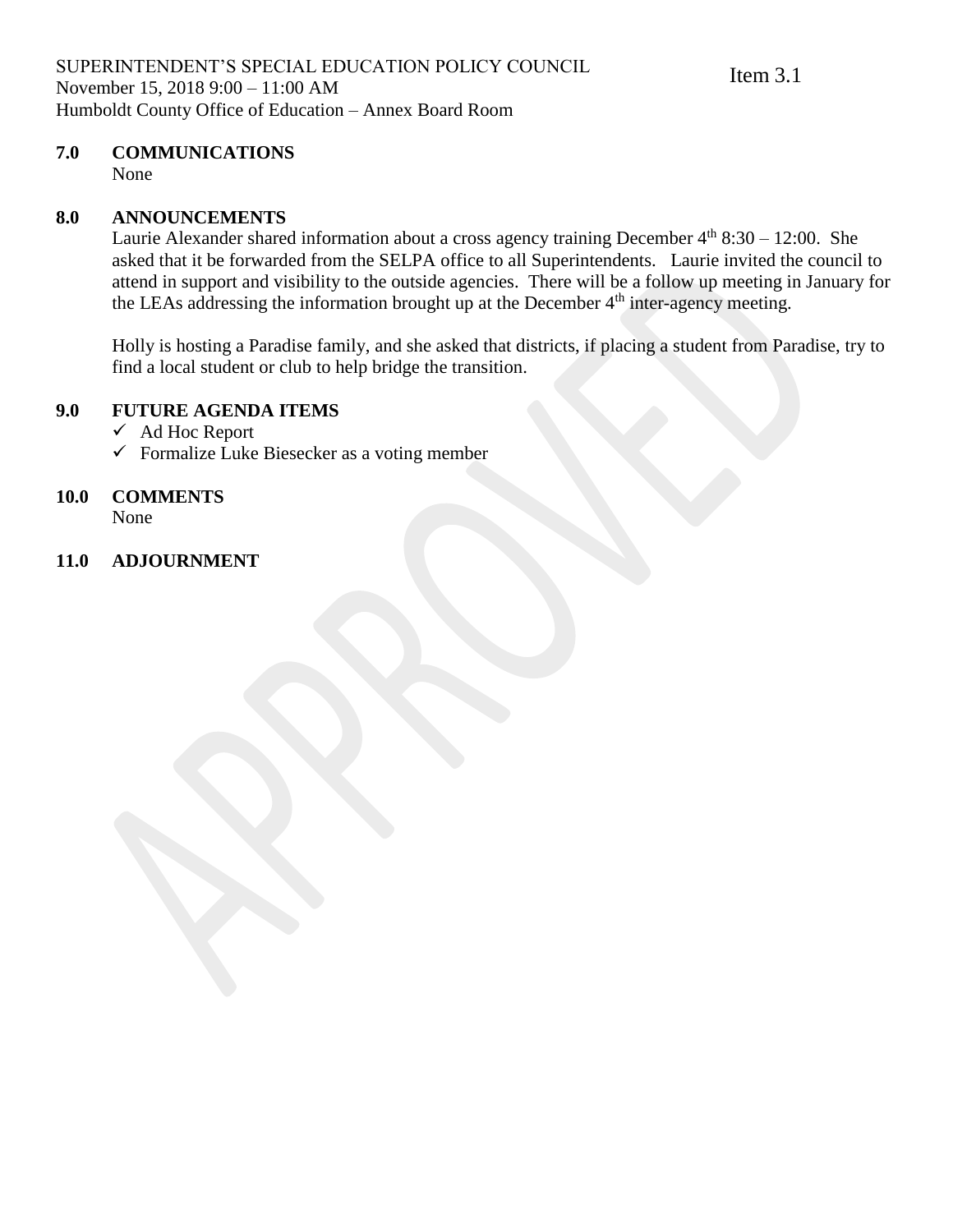SUPERINTENDENT'S SPECIAL EDUCATION POLICY COUNCIL
November 15, 2018 9:00 – 11:00 AM
Humboldt County Office of Education – Annex Board Room

Item 3.1

**7.0 COMMUNICATIONS**

None

**8.0 ANNOUNCEMENTS**

Laurie Alexander shared information about a cross agency training December 4th 8:30 – 12:00. She asked that it be forwarded from the SELPA office to all Superintendents. Laurie invited the council to attend in support and visibility to the outside agencies. There will be a follow up meeting in January for the LEAs addressing the information brought up at the December 4th inter-agency meeting.

Holly is hosting a Paradise family, and she asked that districts, if placing a student from Paradise, try to find a local student or club to help bridge the transition.

**9.0 FUTURE AGENDA ITEMS**

- ✓ Ad Hoc Report
- ✓ Formalize Luke Biesecker as a voting member

**10.0 COMMENTS**

None

**11.0 ADJOURNMENT**